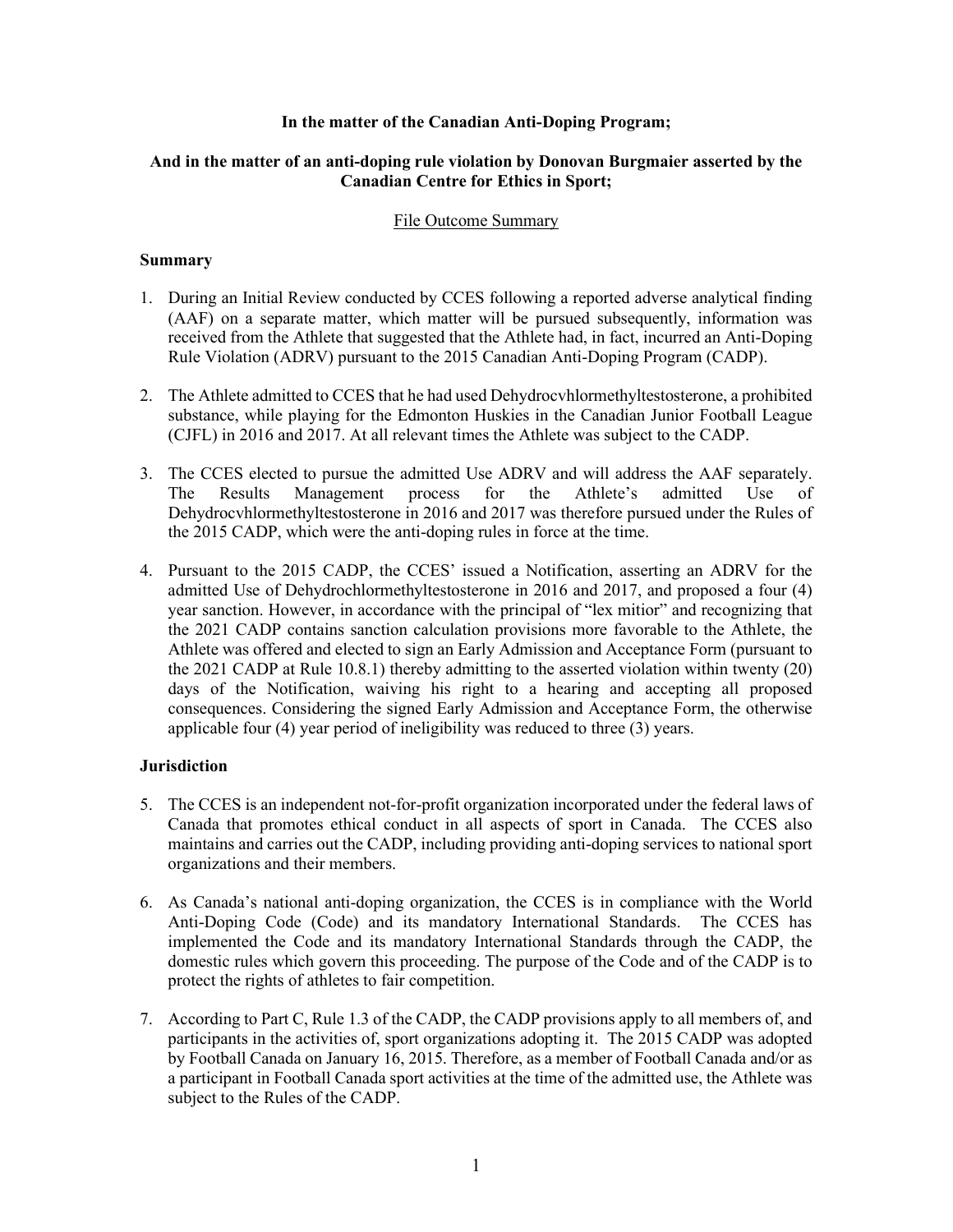**In the matter of the Canadian Anti-Doping Program;**

**And in the matter of an anti-doping rule violation by Donovan Burgmaier asserted by the Canadian Centre for Ethics in Sport;**

File Outcome Summary

### Summary

1. During an Initial Review conducted by CCES following a reported adverse analytical finding (AAF) on a separate matter, which matter will be pursued subsequently, information was received from the Athlete that suggested that the Athlete had, in fact, incurred an Anti-Doping Rule Violation (ADRV) pursuant to the 2015 Canadian Anti-Doping Program (CADP).

2. The Athlete admitted to CCES that he had used Dehydrocvhlormethyltestosterone, a prohibited substance, while playing for the Edmonton Huskies in the Canadian Junior Football League (CJFL) in 2016 and 2017. At all relevant times the Athlete was subject to the CADP.

3. The CCES elected to pursue the admitted Use ADRV and will address the AAF separately. The Results Management process for the Athlete's admitted Use of Dehydrocvhlormethyltestosterone in 2016 and 2017 was therefore pursued under the Rules of the 2015 CADP, which were the anti-doping rules in force at the time.

4. Pursuant to the 2015 CADP, the CCES' issued a Notification, asserting an ADRV for the admitted Use of Dehydrochlormethyltestosterone in 2016 and 2017, and proposed a four (4) year sanction. However, in accordance with the principal of "lex mitior" and recognizing that the 2021 CADP contains sanction calculation provisions more favorable to the Athlete, the Athlete was offered and elected to sign an Early Admission and Acceptance Form (pursuant to the 2021 CADP at Rule 10.8.1) thereby admitting to the asserted violation within twenty (20) days of the Notification, waiving his right to a hearing and accepting all proposed consequences. Considering the signed Early Admission and Acceptance Form, the otherwise applicable four (4) year period of ineligibility was reduced to three (3) years.

### Jurisdiction

5. The CCES is an independent not-for-profit organization incorporated under the federal laws of Canada that promotes ethical conduct in all aspects of sport in Canada. The CCES also maintains and carries out the CADP, including providing anti-doping services to national sport organizations and their members.

6. As Canada's national anti-doping organization, the CCES is in compliance with the World Anti-Doping Code (Code) and its mandatory International Standards. The CCES has implemented the Code and its mandatory International Standards through the CADP, the domestic rules which govern this proceeding. The purpose of the Code and of the CADP is to protect the rights of athletes to fair competition.

7. According to Part C, Rule 1.3 of the CADP, the CADP provisions apply to all members of, and participants in the activities of, sport organizations adopting it. The 2015 CADP was adopted by Football Canada on January 16, 2015. Therefore, as a member of Football Canada and/or as a participant in Football Canada sport activities at the time of the admitted use, the Athlete was subject to the Rules of the CADP.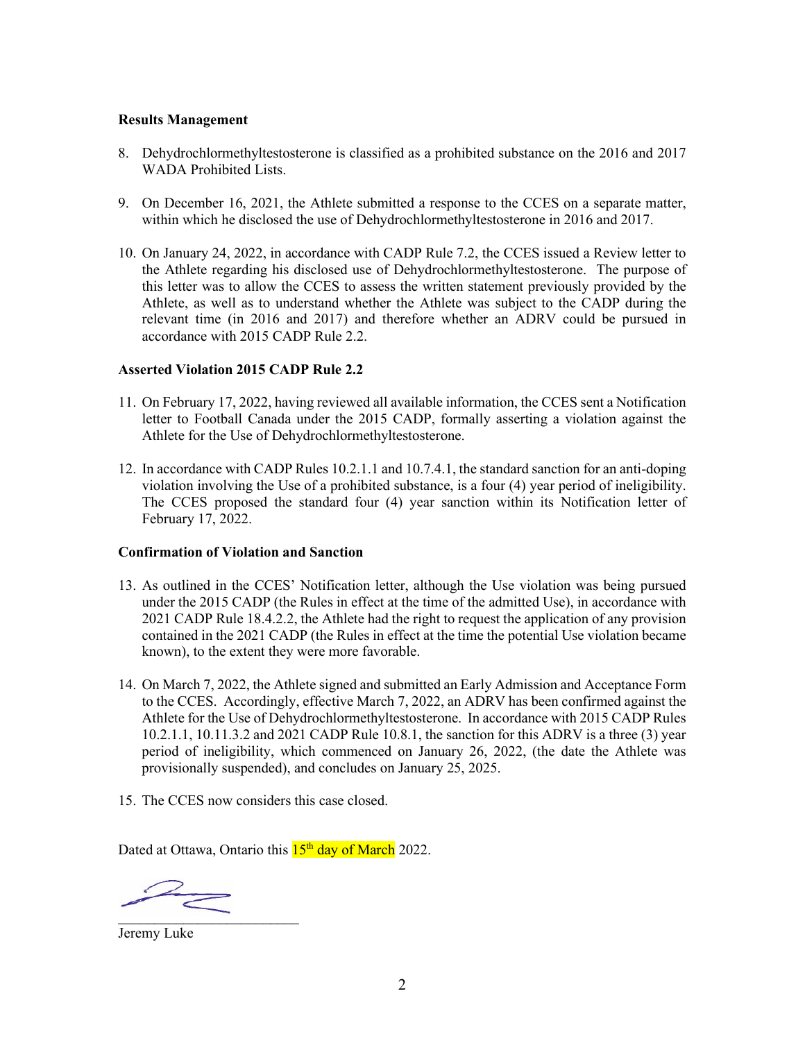**Results Management**

8. Dehydrochlormethyltestosterone is classified as a prohibited substance on the 2016 and 2017 WADA Prohibited Lists.

9. On December 16, 2021, the Athlete submitted a response to the CCES on a separate matter, within which he disclosed the use of Dehydrochlormethyltestosterone in 2016 and 2017.

10. On January 24, 2022, in accordance with CADP Rule 7.2, the CCES issued a Review letter to the Athlete regarding his disclosed use of Dehydrochlormethyltestosterone. The purpose of this letter was to allow the CCES to assess the written statement previously provided by the Athlete, as well as to understand whether the Athlete was subject to the CADP during the relevant time (in 2016 and 2017) and therefore whether an ADRV could be pursued in accordance with 2015 CADP Rule 2.2.

**Asserted Violation 2015 CADP Rule 2.2**

11. On February 17, 2022, having reviewed all available information, the CCES sent a Notification letter to Football Canada under the 2015 CADP, formally asserting a violation against the Athlete for the Use of Dehydrochlormethyltestosterone.

12. In accordance with CADP Rules 10.2.1.1 and 10.7.4.1, the standard sanction for an anti-doping violation involving the Use of a prohibited substance, is a four (4) year period of ineligibility. The CCES proposed the standard four (4) year sanction within its Notification letter of February 17, 2022.

**Confirmation of Violation and Sanction**

13. As outlined in the CCES' Notification letter, although the Use violation was being pursued under the 2015 CADP (the Rules in effect at the time of the admitted Use), in accordance with 2021 CADP Rule 18.4.2.2, the Athlete had the right to request the application of any provision contained in the 2021 CADP (the Rules in effect at the time the potential Use violation became known), to the extent they were more favorable.

14. On March 7, 2022, the Athlete signed and submitted an Early Admission and Acceptance Form to the CCES. Accordingly, effective March 7, 2022, an ADRV has been confirmed against the Athlete for the Use of Dehydrochlormethyltestosterone. In accordance with 2015 CADP Rules 10.2.1.1, 10.11.3.2 and 2021 CADP Rule 10.8.1, the sanction for this ADRV is a three (3) year period of ineligibility, which commenced on January 26, 2022, (the date the Athlete was provisionally suspended), and concludes on January 25, 2025.

15. The CCES now considers this case closed.

Dated at Ottawa, Ontario this 15th day of March 2022.

\_\_\_\_\_\_\_\_\_\_\_\_\_\_\_\_\_\_\_\_\_\_\_\_\_

Jeremy Luke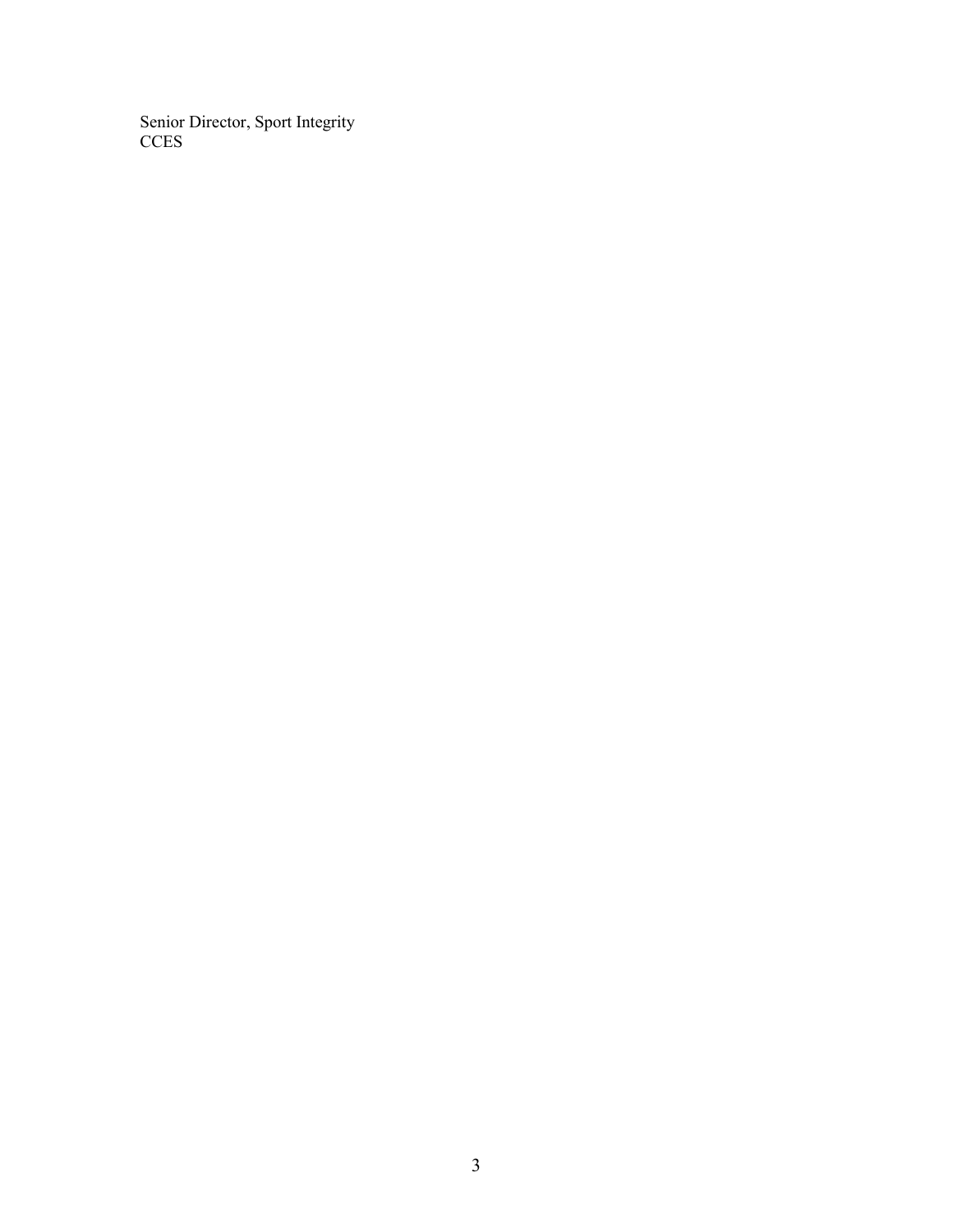Senior Director, Sport Integrity  
CCES